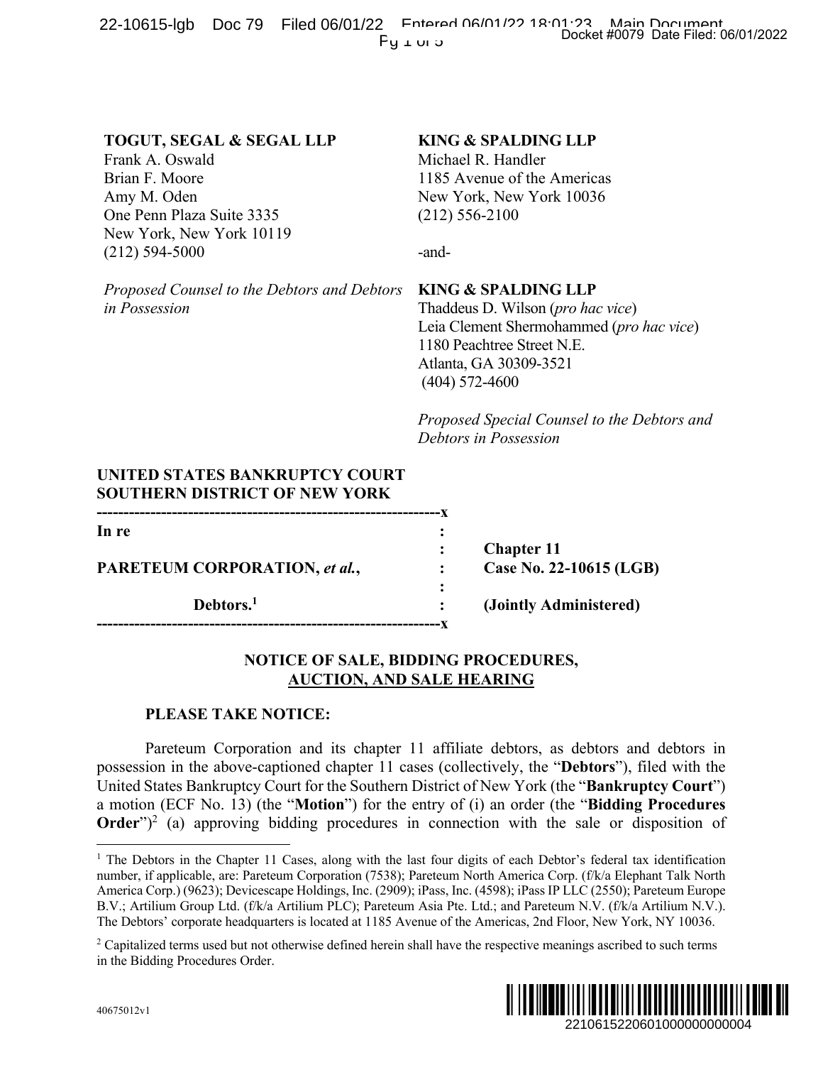**TOGUT, SEGAL & SEGAL LLP**
Frank A. Oswald
Brian F. Moore
Amy M. Oden
One Penn Plaza Suite 3335
New York, New York 10119
(212) 594-5000

*Proposed Counsel to the Debtors and Debtors in Possession*

**KING & SPALDING LLP**
Michael R. Handler
1185 Avenue of the Americas
New York, New York 10036
(212) 556-2100

-and-

**KING & SPALDING LLP**
Thaddeus D. Wilson (*pro hac vice*)
Leia Clement Shermohammed (*pro hac vice*)
1180 Peachtree Street N.E.
Atlanta, GA 30309-3521
(404) 572-4600

*Proposed Special Counsel to the Debtors and Debtors in Possession*

**UNITED STATES BANKRUPTCY COURT**
**SOUTHERN DISTRICT OF NEW YORK**

| | | |
|---|---|---|
| **In re** | : | |
| | : | **Chapter 11** |
| **PARETEUM CORPORATION, *et al.*,** | : | **Case No. 22-10615 (LGB)** |
| | : | |
| **Debtors.**[1] | : | **(Jointly Administered)** |

**NOTICE OF SALE, BIDDING PROCEDURES, AUCTION, AND SALE HEARING**

**PLEASE TAKE NOTICE:**

Pareteum Corporation and its chapter 11 affiliate debtors, as debtors and debtors in possession in the above-captioned chapter 11 cases (collectively, the "**Debtors**"), filed with the United States Bankruptcy Court for the Southern District of New York (the "**Bankruptcy Court**") a motion (ECF No. 13) (the "**Motion**") for the entry of (i) an order (the "**Bidding Procedures Order**")[2] (a) approving bidding procedures in connection with the sale or disposition of

---

[1] The Debtors in the Chapter 11 Cases, along with the last four digits of each Debtor's federal tax identification number, if applicable, are: Pareteum Corporation (7538); Pareteum North America Corp. (f/k/a Elephant Talk North America Corp.) (9623); Devicescape Holdings, Inc. (2909); iPass, Inc. (4598); iPass IP LLC (2550); Pareteum Europe B.V.; Artilium Group Ltd. (f/k/a Artilium PLC); Pareteum Asia Pte. Ltd.; and Pareteum N.V. (f/k/a Artilium N.V.). The Debtors' corporate headquarters is located at 1185 Avenue of the Americas, 2nd Floor, New York, NY 10036.

[2] Capitalized terms used but not otherwise defined herein shall have the respective meanings ascribed to such terms in the Bidding Procedures Order.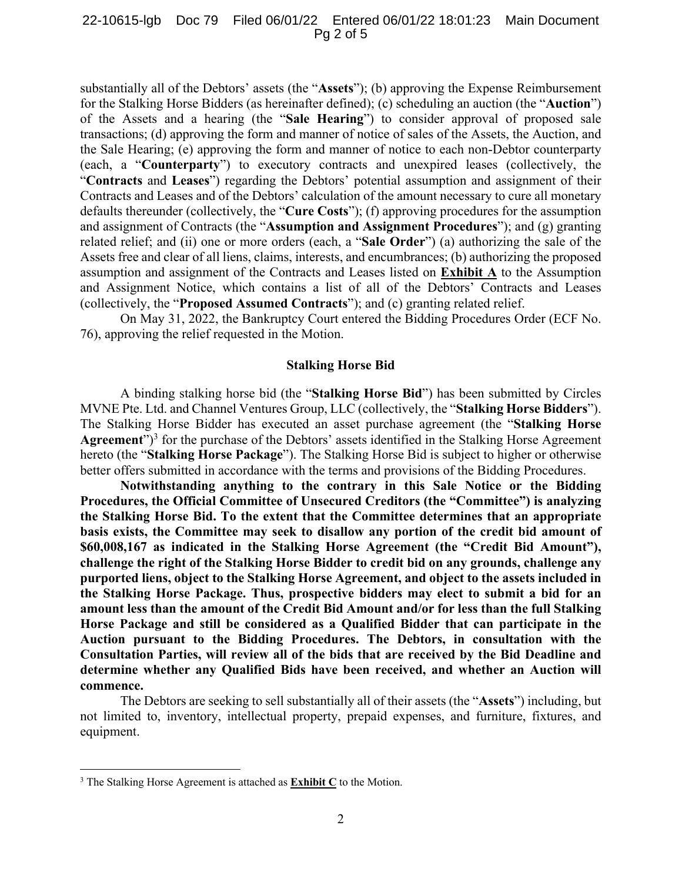substantially all of the Debtors' assets (the "**Assets**"); (b) approving the Expense Reimbursement for the Stalking Horse Bidders (as hereinafter defined); (c) scheduling an auction (the "**Auction**") of the Assets and a hearing (the "**Sale Hearing**") to consider approval of proposed sale transactions; (d) approving the form and manner of notice of sales of the Assets, the Auction, and the Sale Hearing; (e) approving the form and manner of notice to each non-Debtor counterparty (each, a "**Counterparty**") to executory contracts and unexpired leases (collectively, the "**Contracts** and **Leases**") regarding the Debtors' potential assumption and assignment of their Contracts and Leases and of the Debtors' calculation of the amount necessary to cure all monetary defaults thereunder (collectively, the "**Cure Costs**"); (f) approving procedures for the assumption and assignment of Contracts (the "**Assumption and Assignment Procedures**"); and (g) granting related relief; and (ii) one or more orders (each, a "**Sale Order**") (a) authorizing the sale of the Assets free and clear of all liens, claims, interests, and encumbrances; (b) authorizing the proposed assumption and assignment of the Contracts and Leases listed on **Exhibit A** to the Assumption and Assignment Notice, which contains a list of all of the Debtors' Contracts and Leases (collectively, the "**Proposed Assumed Contracts**"); and (c) granting related relief.

On May 31, 2022, the Bankruptcy Court entered the Bidding Procedures Order (ECF No. 76), approving the relief requested in the Motion.

## Stalking Horse Bid

A binding stalking horse bid (the "**Stalking Horse Bid**") has been submitted by Circles MVNE Pte. Ltd. and Channel Ventures Group, LLC (collectively, the "**Stalking Horse Bidders**"). The Stalking Horse Bidder has executed an asset purchase agreement (the "**Stalking Horse Agreement**")[3] for the purchase of the Debtors' assets identified in the Stalking Horse Agreement hereto (the "**Stalking Horse Package**"). The Stalking Horse Bid is subject to higher or otherwise better offers submitted in accordance with the terms and provisions of the Bidding Procedures.

**Notwithstanding anything to the contrary in this Sale Notice or the Bidding Procedures, the Official Committee of Unsecured Creditors (the "Committee") is analyzing the Stalking Horse Bid. To the extent that the Committee determines that an appropriate basis exists, the Committee may seek to disallow any portion of the credit bid amount of $60,008,167 as indicated in the Stalking Horse Agreement (the "Credit Bid Amount"), challenge the right of the Stalking Horse Bidder to credit bid on any grounds, challenge any purported liens, object to the Stalking Horse Agreement, and object to the assets included in the Stalking Horse Package. Thus, prospective bidders may elect to submit a bid for an amount less than the amount of the Credit Bid Amount and/or for less than the full Stalking Horse Package and still be considered as a Qualified Bidder that can participate in the Auction pursuant to the Bidding Procedures. The Debtors, in consultation with the Consultation Parties, will review all of the bids that are received by the Bid Deadline and determine whether any Qualified Bids have been received, and whether an Auction will commence.**

The Debtors are seeking to sell substantially all of their assets (the "**Assets**") including, but not limited to, inventory, intellectual property, prepaid expenses, and furniture, fixtures, and equipment.

[3] The Stalking Horse Agreement is attached as **Exhibit C** to the Motion.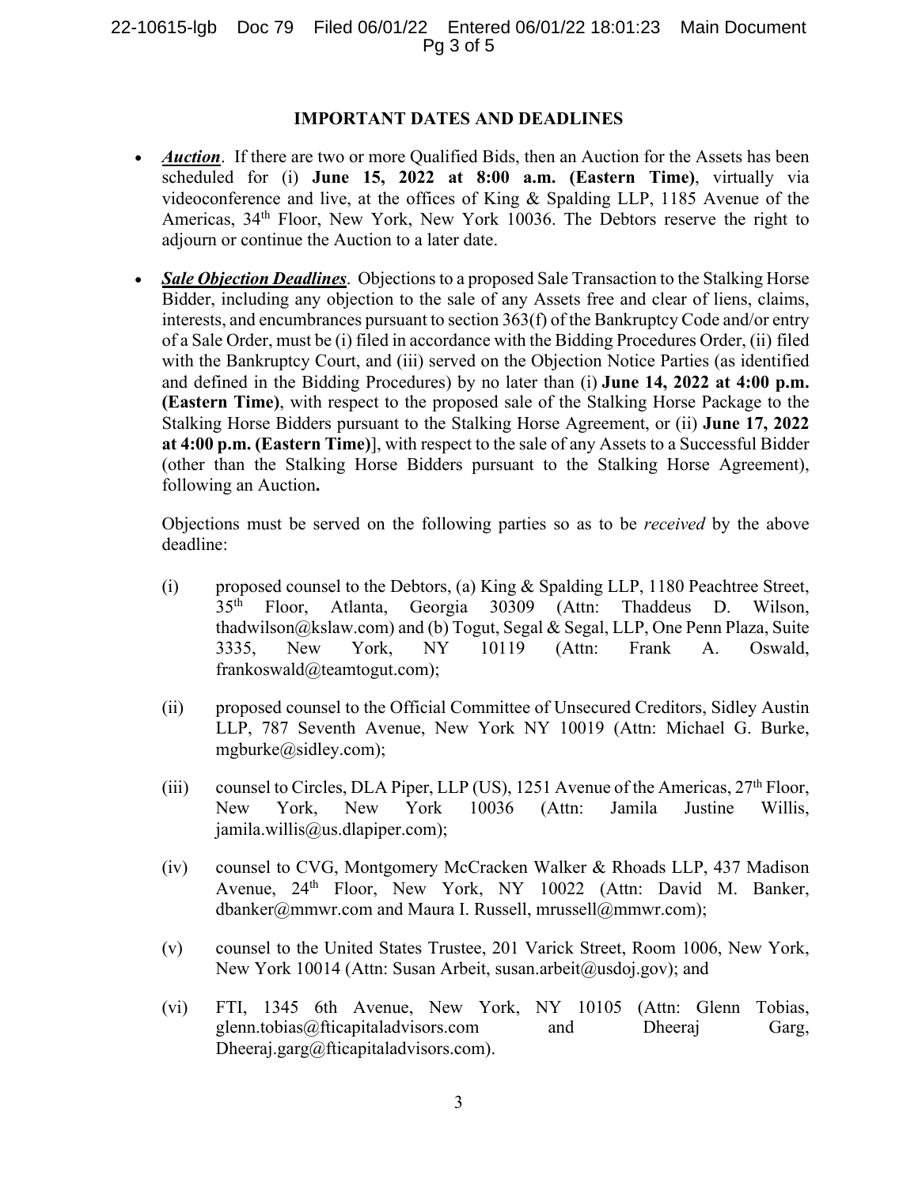## IMPORTANT DATES AND DEADLINES

- ***Auction***. If there are two or more Qualified Bids, then an Auction for the Assets has been scheduled for (i) **June 15, 2022 at 8:00 a.m. (Eastern Time)**, virtually via videoconference and live, at the offices of King & Spalding LLP, 1185 Avenue of the Americas, 34th Floor, New York, New York 10036. The Debtors reserve the right to adjourn or continue the Auction to a later date.

- ***Sale Objection Deadlines***. Objections to a proposed Sale Transaction to the Stalking Horse Bidder, including any objection to the sale of any Assets free and clear of liens, claims, interests, and encumbrances pursuant to section 363(f) of the Bankruptcy Code and/or entry of a Sale Order, must be (i) filed in accordance with the Bidding Procedures Order, (ii) filed with the Bankruptcy Court, and (iii) served on the Objection Notice Parties (as identified and defined in the Bidding Procedures) by no later than (i) **June 14, 2022 at 4:00 p.m. (Eastern Time)**, with respect to the proposed sale of the Stalking Horse Package to the Stalking Horse Bidders pursuant to the Stalking Horse Agreement, or (ii) **June 17, 2022 at 4:00 p.m. (Eastern Time)**], with respect to the sale of any Assets to a Successful Bidder (other than the Stalking Horse Bidders pursuant to the Stalking Horse Agreement), following an Auction**.**

  Objections must be served on the following parties so as to be *received* by the above deadline:

  (i) proposed counsel to the Debtors, (a) King & Spalding LLP, 1180 Peachtree Street, 35th Floor, Atlanta, Georgia 30309 (Attn: Thaddeus D. Wilson, thadwilson@kslaw.com) and (b) Togut, Segal & Segal, LLP, One Penn Plaza, Suite 3335, New York, NY 10119 (Attn: Frank A. Oswald, frankoswald@teamtogut.com);

  (ii) proposed counsel to the Official Committee of Unsecured Creditors, Sidley Austin LLP, 787 Seventh Avenue, New York NY 10019 (Attn: Michael G. Burke, mgburke@sidley.com);

  (iii) counsel to Circles, DLA Piper, LLP (US), 1251 Avenue of the Americas, 27th Floor, New York, New York 10036 (Attn: Jamila Justine Willis, jamila.willis@us.dlapiper.com);

  (iv) counsel to CVG, Montgomery McCracken Walker & Rhoads LLP, 437 Madison Avenue, 24th Floor, New York, NY 10022 (Attn: David M. Banker, dbanker@mmwr.com and Maura I. Russell, mrussell@mmwr.com);

  (v) counsel to the United States Trustee, 201 Varick Street, Room 1006, New York, New York 10014 (Attn: Susan Arbeit, susan.arbeit@usdoj.gov); and

  (vi) FTI, 1345 6th Avenue, New York, NY 10105 (Attn: Glenn Tobias, glenn.tobias@fticapitaladvisors.com and Dheeraj Garg, Dheeraj.garg@fticapitaladvisors.com).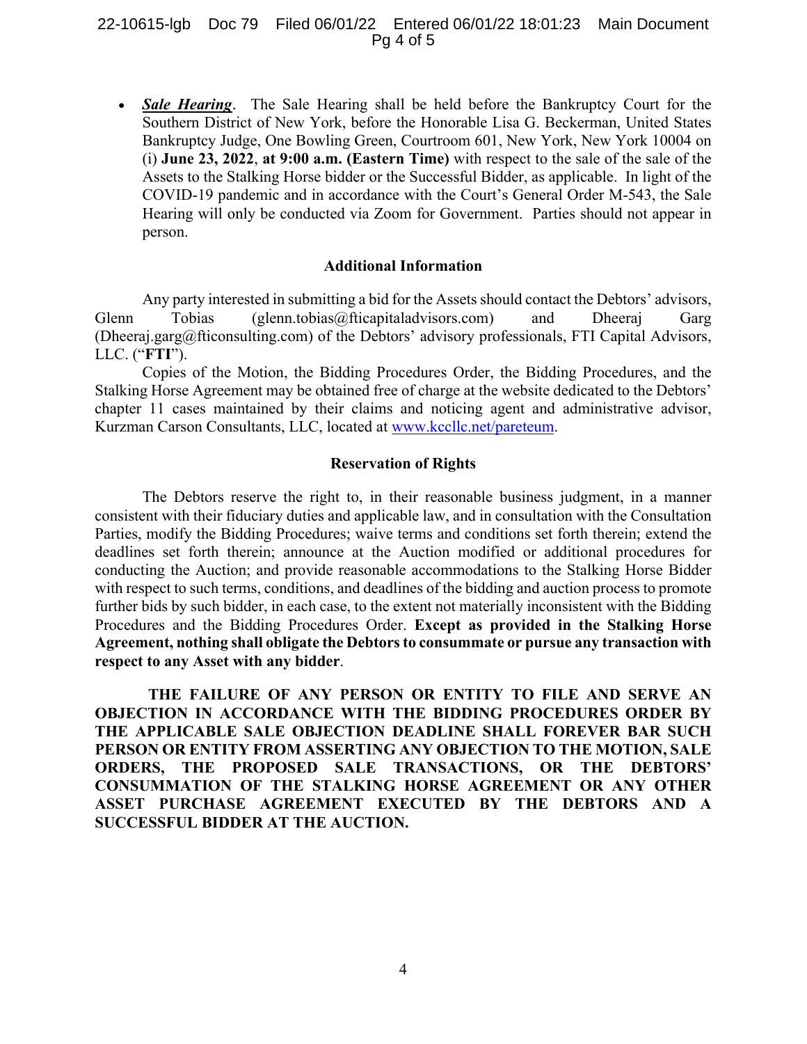- ***Sale Hearing***. The Sale Hearing shall be held before the Bankruptcy Court for the Southern District of New York, before the Honorable Lisa G. Beckerman, United States Bankruptcy Judge, One Bowling Green, Courtroom 601, New York, New York 10004 on (i) **June 23, 2022**, **at 9:00 a.m. (Eastern Time)** with respect to the sale of the sale of the Assets to the Stalking Horse bidder or the Successful Bidder, as applicable. In light of the COVID-19 pandemic and in accordance with the Court's General Order M-543, the Sale Hearing will only be conducted via Zoom for Government. Parties should not appear in person.

**Additional Information**

Any party interested in submitting a bid for the Assets should contact the Debtors' advisors, Glenn Tobias (glenn.tobias@fticapitaladvisors.com) and Dheeraj Garg (Dheeraj.garg@fticonsulting.com) of the Debtors' advisory professionals, FTI Capital Advisors, LLC. ("**FTI**").

Copies of the Motion, the Bidding Procedures Order, the Bidding Procedures, and the Stalking Horse Agreement may be obtained free of charge at the website dedicated to the Debtors' chapter 11 cases maintained by their claims and noticing agent and administrative advisor, Kurzman Carson Consultants, LLC, located at www.kccllc.net/pareteum.

**Reservation of Rights**

The Debtors reserve the right to, in their reasonable business judgment, in a manner consistent with their fiduciary duties and applicable law, and in consultation with the Consultation Parties, modify the Bidding Procedures; waive terms and conditions set forth therein; extend the deadlines set forth therein; announce at the Auction modified or additional procedures for conducting the Auction; and provide reasonable accommodations to the Stalking Horse Bidder with respect to such terms, conditions, and deadlines of the bidding and auction process to promote further bids by such bidder, in each case, to the extent not materially inconsistent with the Bidding Procedures and the Bidding Procedures Order. **Except as provided in the Stalking Horse Agreement, nothing shall obligate the Debtors to consummate or pursue any transaction with respect to any Asset with any bidder**.

**THE FAILURE OF ANY PERSON OR ENTITY TO FILE AND SERVE AN OBJECTION IN ACCORDANCE WITH THE BIDDING PROCEDURES ORDER BY THE APPLICABLE SALE OBJECTION DEADLINE SHALL FOREVER BAR SUCH PERSON OR ENTITY FROM ASSERTING ANY OBJECTION TO THE MOTION, SALE ORDERS, THE PROPOSED SALE TRANSACTIONS, OR THE DEBTORS' CONSUMMATION OF THE STALKING HORSE AGREEMENT OR ANY OTHER ASSET PURCHASE AGREEMENT EXECUTED BY THE DEBTORS AND A SUCCESSFUL BIDDER AT THE AUCTION.**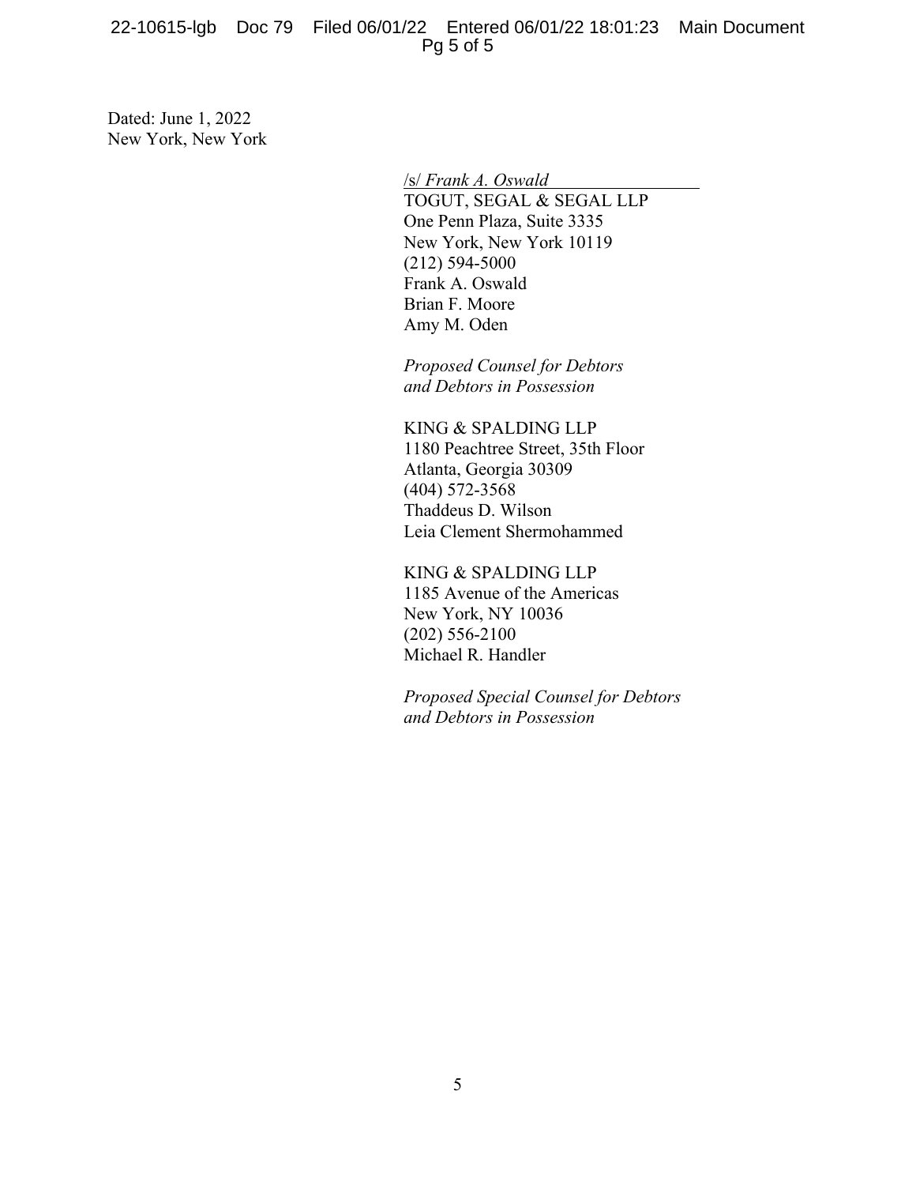Dated: June 1, 2022
New York, New York

/s/ *Frank A. Oswald*
TOGUT, SEGAL & SEGAL LLP
One Penn Plaza, Suite 3335
New York, New York 10119
(212) 594-5000
Frank A. Oswald
Brian F. Moore
Amy M. Oden

*Proposed Counsel for Debtors and Debtors in Possession*

KING & SPALDING LLP
1180 Peachtree Street, 35th Floor
Atlanta, Georgia 30309
(404) 572-3568
Thaddeus D. Wilson
Leia Clement Shermohammed

KING & SPALDING LLP
1185 Avenue of the Americas
New York, NY 10036
(202) 556-2100
Michael R. Handler

*Proposed Special Counsel for Debtors and Debtors in Possession*